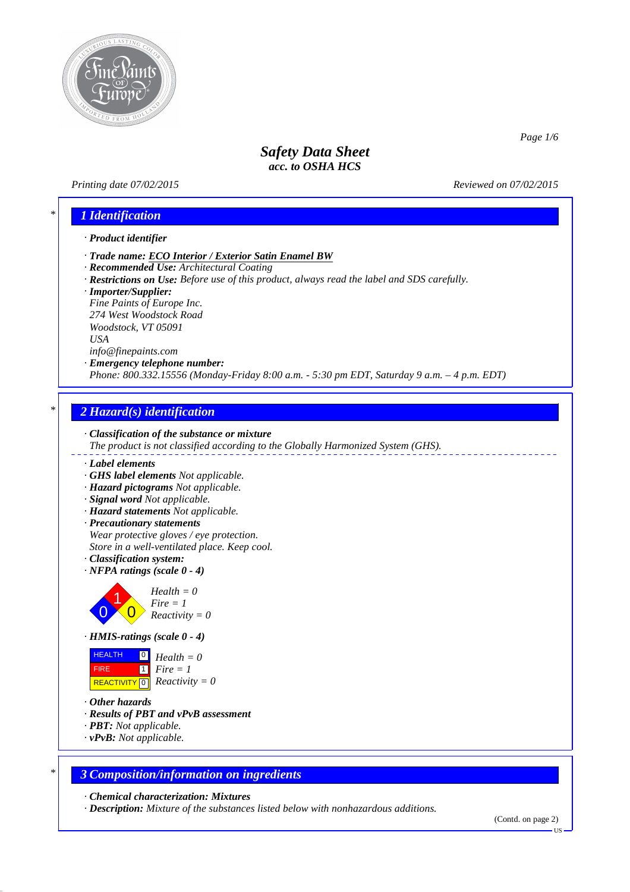# Safety Data Sheet
## acc. to OSHA HCS

*Printing date 07/02/2015* *Reviewed on 07/02/2015*

## 1 Identification

· **Product identifier**

· **Trade name: ECO Interior / Exterior Satin Enamel BW**
· **Recommended Use:** *Architectural Coating*
· **Restrictions on Use:** *Before use of this product, always read the label and SDS carefully.*
· **Importer/Supplier:**
*Fine Paints of Europe Inc.*
*274 West Woodstock Road*
*Woodstock, VT 05091*
*USA*
*info@finepaints.com*
· **Emergency telephone number:**
*Phone: 800.332.15556 (Monday-Friday 8:00 a.m. - 5:30 pm EDT, Saturday 9 a.m. – 4 p.m. EDT)*

## 2 Hazard(s) identification

· **Classification of the substance or mixture**
*The product is not classified according to the Globally Harmonized System (GHS).*

· **Label elements**
· **GHS label elements** *Not applicable.*
· **Hazard pictograms** *Not applicable.*
· **Signal word** *Not applicable.*
· **Hazard statements** *Not applicable.*
· **Precautionary statements**
*Wear protective gloves / eye protection.*
*Store in a well-ventilated place. Keep cool.*
· **Classification system:**
· **NFPA ratings (scale 0 - 4)**

*Health = 0*
*Fire = 1*
*Reactivity = 0*

· **HMIS-ratings (scale 0 - 4)**

| | | |
|---|---|---|
| HEALTH | 0 | Health = 0 |
| FIRE | 1 | Fire = 1 |
| REACTIVITY | 0 | Reactivity = 0 |

· **Other hazards**
· **Results of PBT and vPvB assessment**
· **PBT:** *Not applicable.*
· **vPvB:** *Not applicable.*

## 3 Composition/information on ingredients

· **Chemical characterization: Mixtures**
· **Description:** *Mixture of the substances listed below with nonhazardous additions.*

(Contd. on page 2)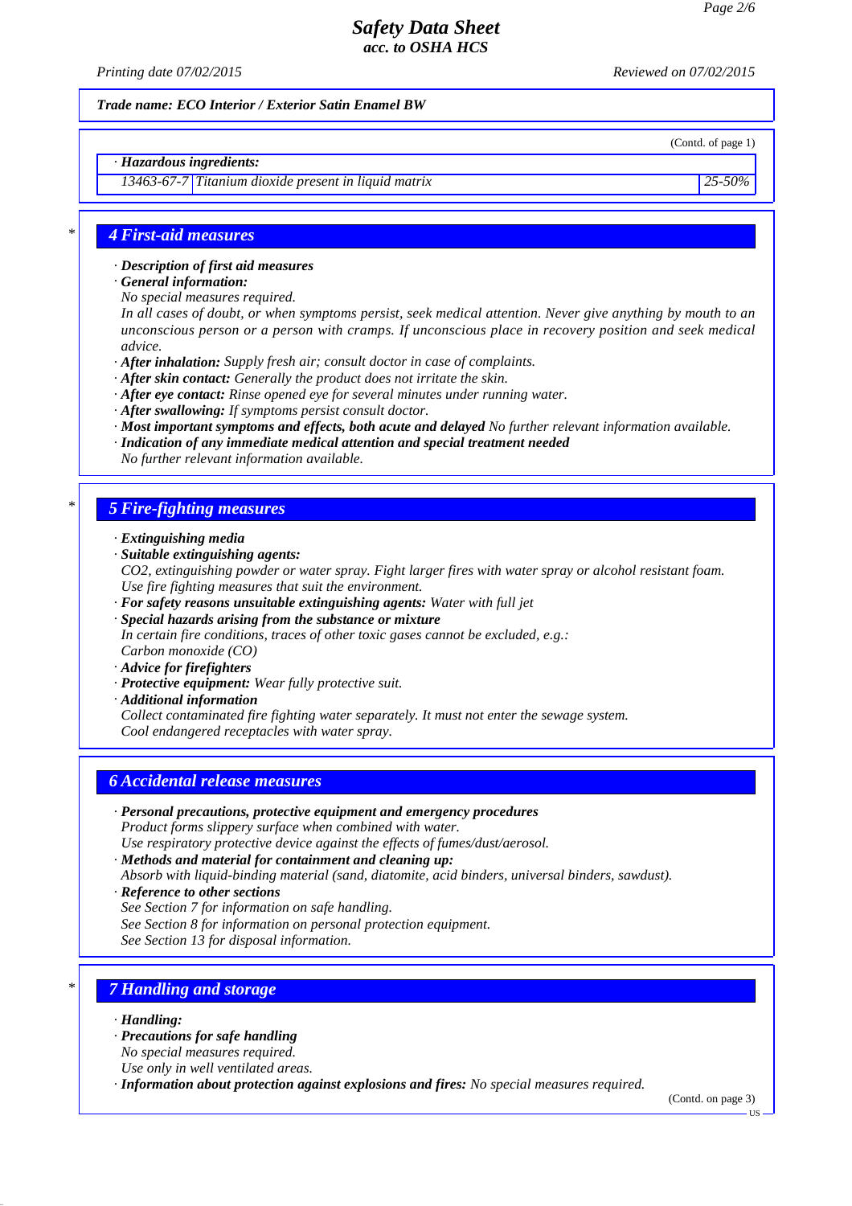*Trade name: ECO Interior / Exterior Satin Enamel BW*

(Contd. of page 1)

· **Hazardous ingredients:**

| | | |
|---|---|---|
| 13463-67-7 | Titanium dioxide present in liquid matrix | 25-50% |

## 4 First-aid measures

· **Description of first aid measures**
· **General information:**
No special measures required.
In all cases of doubt, or when symptoms persist, seek medical attention. Never give anything by mouth to an unconscious person or a person with cramps. If unconscious place in recovery position and seek medical advice.
· **After inhalation:** Supply fresh air; consult doctor in case of complaints.
· **After skin contact:** Generally the product does not irritate the skin.
· **After eye contact:** Rinse opened eye for several minutes under running water.
· **After swallowing:** If symptoms persist consult doctor.
· **Most important symptoms and effects, both acute and delayed** No further relevant information available.
· **Indication of any immediate medical attention and special treatment needed**
No further relevant information available.

## 5 Fire-fighting measures

· **Extinguishing media**
· **Suitable extinguishing agents:**
$CO_2$, extinguishing powder or water spray. Fight larger fires with water spray or alcohol resistant foam.
Use fire fighting measures that suit the environment.
· **For safety reasons unsuitable extinguishing agents:** Water with full jet
· **Special hazards arising from the substance or mixture**
In certain fire conditions, traces of other toxic gases cannot be excluded, e.g.:
Carbon monoxide (CO)
· **Advice for firefighters**
· **Protective equipment:** Wear fully protective suit.
· **Additional information**
Collect contaminated fire fighting water separately. It must not enter the sewage system.
Cool endangered receptacles with water spray.

## 6 Accidental release measures

· **Personal precautions, protective equipment and emergency procedures**
Product forms slippery surface when combined with water.
Use respiratory protective device against the effects of fumes/dust/aerosol.
· **Methods and material for containment and cleaning up:**
Absorb with liquid-binding material (sand, diatomite, acid binders, universal binders, sawdust).
· **Reference to other sections**
See Section 7 for information on safe handling.
See Section 8 for information on personal protection equipment.
See Section 13 for disposal information.

## 7 Handling and storage

· **Handling:**
· **Precautions for safe handling**
No special measures required.
Use only in well ventilated areas.
· **Information about protection against explosions and fires:** No special measures required.

(Contd. on page 3)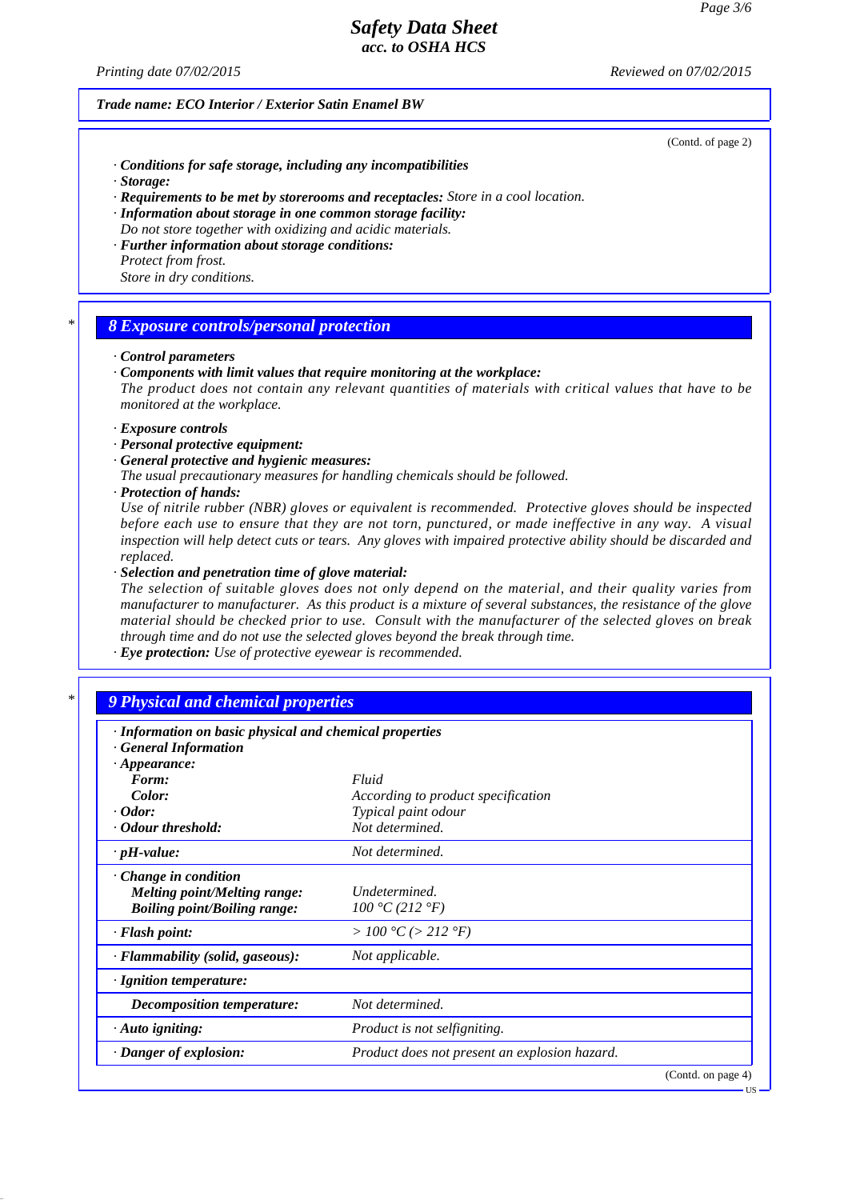Trade name: ECO Interior / Exterior Satin Enamel BW

(Contd. of page 2)

· **Conditions for safe storage, including any incompatibilities**
· **Storage:**
· **Requirements to be met by storerooms and receptacles:** Store in a cool location.
· **Information about storage in one common storage facility:**
Do not store together with oxidizing and acidic materials.
· **Further information about storage conditions:**
Protect from frost.
Store in dry conditions.

## * 8 Exposure controls/personal protection

· **Control parameters**
· **Components with limit values that require monitoring at the workplace:**
The product does not contain any relevant quantities of materials with critical values that have to be monitored at the workplace.

· **Exposure controls**
· **Personal protective equipment:**
· **General protective and hygienic measures:**
The usual precautionary measures for handling chemicals should be followed.
· **Protection of hands:**
Use of nitrile rubber (NBR) gloves or equivalent is recommended. Protective gloves should be inspected before each use to ensure that they are not torn, punctured, or made ineffective in any way. A visual inspection will help detect cuts or tears. Any gloves with impaired protective ability should be discarded and replaced.
· **Selection and penetration time of glove material:**
The selection of suitable gloves does not only depend on the material, and their quality varies from manufacturer to manufacturer. As this product is a mixture of several substances, the resistance of the glove material should be checked prior to use. Consult with the manufacturer of the selected gloves on break through time and do not use the selected gloves beyond the break through time.
· **Eye protection:** Use of protective eyewear is recommended.

## * 9 Physical and chemical properties

| · **Information on basic physical and chemical properties** | |
|---|---|
| · **General Information** | |
| · **Appearance:** | |
| **Form:** | Fluid |
| **Color:** | According to product specification |
| · **Odor:** | Typical paint odour |
| · **Odour threshold:** | Not determined. |
| · **pH-value:** | Not determined. |
| · **Change in condition** | |
| **Melting point/Melting range:** | Undetermined. |
| **Boiling point/Boiling range:** | 100 °C (212 °F) |
| · **Flash point:** | > 100 °C (> 212 °F) |
| · **Flammability (solid, gaseous):** | Not applicable. |
| · **Ignition temperature:** | |
| **Decomposition temperature:** | Not determined. |
| · **Auto igniting:** | Product is not selfigniting. |
| · **Danger of explosion:** | Product does not present an explosion hazard. |

(Contd. on page 4)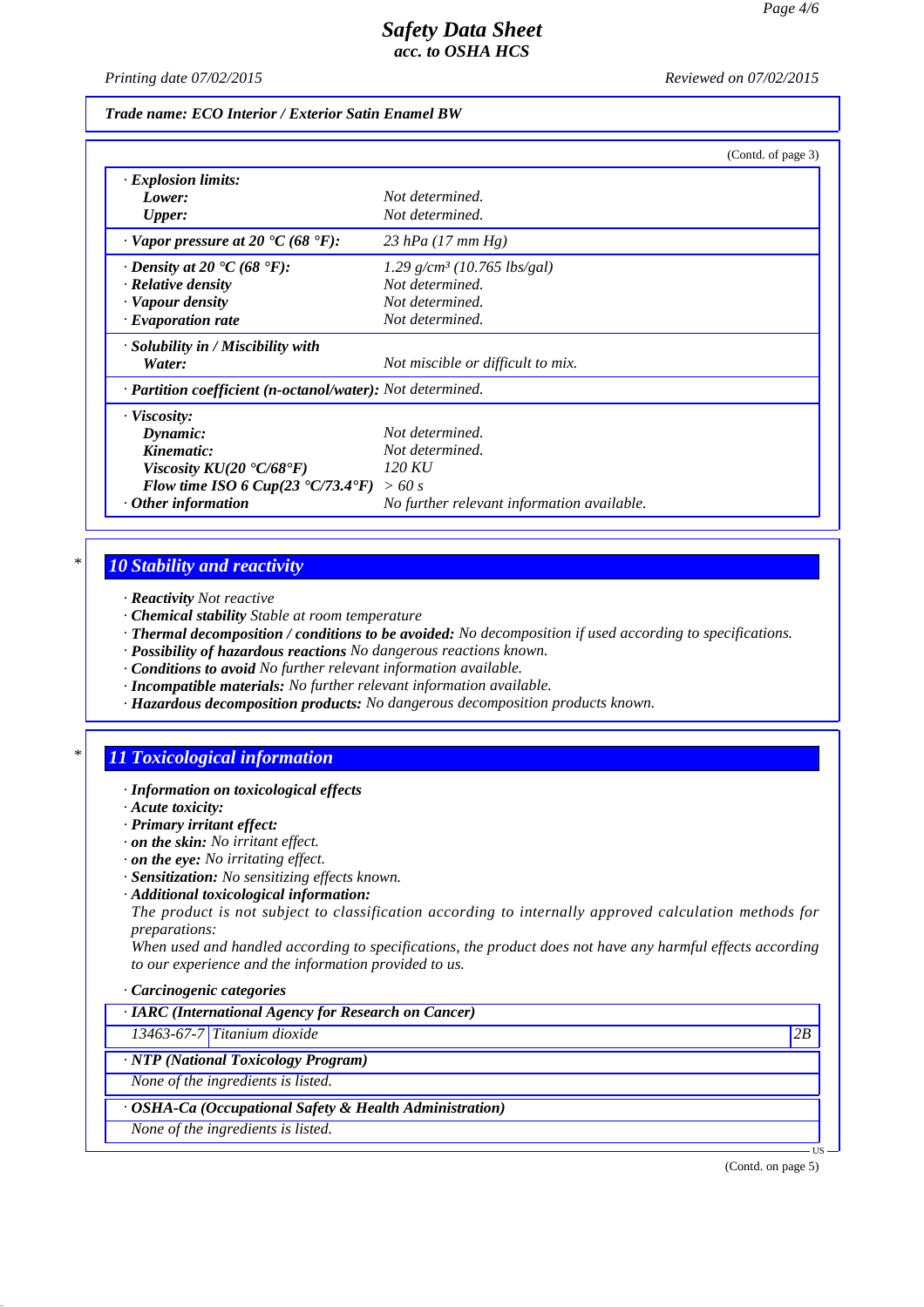Trade name: ECO Interior / Exterior Satin Enamel BW

(Contd. of page 3)

| | |
|---|---|
| · **Explosion limits:** | |
| **Lower:** | Not determined. |
| **Upper:** | Not determined. |
| · **Vapor pressure at 20 °C (68 °F):** | 23 hPa (17 mm Hg) |
| · **Density at 20 °C (68 °F):** | 1.29 g/cm³ (10.765 lbs/gal) |
| · **Relative density** | Not determined. |
| · **Vapour density** | Not determined. |
| · **Evaporation rate** | Not determined. |
| · **Solubility in / Miscibility with** | |
| **Water:** | Not miscible or difficult to mix. |
| · **Partition coefficient (n-octanol/water):** | Not determined. |
| · **Viscosity:** | |
| **Dynamic:** | Not determined. |
| **Kinematic:** | Not determined. |
| **Viscosity KU(20 °C/68°F)** | 120 KU |
| **Flow time ISO 6 Cup(23 °C/73.4°F)** | > 60 s |
| · **Other information** | No further relevant information available. |

## 10 Stability and reactivity

· **Reactivity** Not reactive
· **Chemical stability** Stable at room temperature
· **Thermal decomposition / conditions to be avoided:** No decomposition if used according to specifications.
· **Possibility of hazardous reactions** No dangerous reactions known.
· **Conditions to avoid** No further relevant information available.
· **Incompatible materials:** No further relevant information available.
· **Hazardous decomposition products:** No dangerous decomposition products known.

## 11 Toxicological information

· **Information on toxicological effects**
· **Acute toxicity:**
· **Primary irritant effect:**
· **on the skin:** No irritant effect.
· **on the eye:** No irritating effect.
· **Sensitization:** No sensitizing effects known.
· **Additional toxicological information:**
The product is not subject to classification according to internally approved calculation methods for preparations:
When used and handled according to specifications, the product does not have any harmful effects according to our experience and the information provided to us.

· **Carcinogenic categories**

| · **IARC (International Agency for Research on Cancer)** | | |
|---|---|---|
| 13463-67-7 | Titanium dioxide | 2B |

| · **NTP (National Toxicology Program)** |
|---|
| None of the ingredients is listed. |

| · **OSHA-Ca (Occupational Safety & Health Administration)** |
|---|
| None of the ingredients is listed. |

(Contd. on page 5)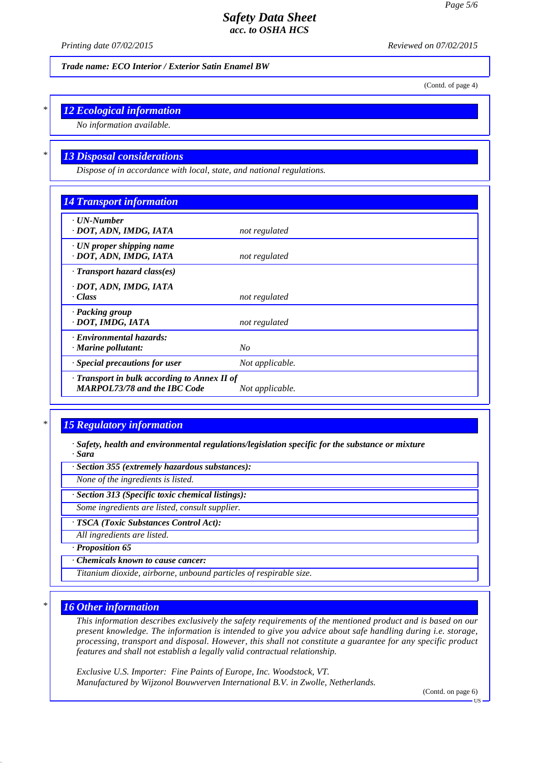**Trade name: ECO Interior / Exterior Satin Enamel BW**

(Contd. of page 4)

## * 12 Ecological information

*No information available.*

## * 13 Disposal considerations

*Dispose of in accordance with local, state, and national regulations.*

## 14 Transport information

| | |
|---|---|
| **· UN-Number**<br>**· DOT, ADN, IMDG, IATA** | *not regulated* |
| **· UN proper shipping name**<br>**· DOT, ADN, IMDG, IATA** | *not regulated* |
| **· Transport hazard class(es)**<br>**· DOT, ADN, IMDG, IATA**<br>**· Class** | *not regulated* |
| **· Packing group**<br>**· DOT, IMDG, IATA** | *not regulated* |
| **· Environmental hazards:**<br>**· Marine pollutant:** | *No* |
| **· Special precautions for user** | *Not applicable.* |
| **· Transport in bulk according to Annex II of MARPOL73/78 and the IBC Code** | *Not applicable.* |

## * 15 Regulatory information

**· Safety, health and environmental regulations/legislation specific for the substance or mixture**
**· Sara**

**· Section 355 (extremely hazardous substances):**

*None of the ingredients is listed.*

**· Section 313 (Specific toxic chemical listings):**

*Some ingredients are listed, consult supplier.*

**· TSCA (Toxic Substances Control Act):**

*All ingredients are listed.*

**· Proposition 65**

**· Chemicals known to cause cancer:**

*Titanium dioxide, airborne, unbound particles of respirable size.*

## * 16 Other information

*This information describes exclusively the safety requirements of the mentioned product and is based on our present knowledge. The information is intended to give you advice about safe handling during i.e. storage, processing, transport and disposal. However, this shall not constitute a guarantee for any specific product features and shall not establish a legally valid contractual relationship.*

*Exclusive U.S. Importer: Fine Paints of Europe, Inc. Woodstock, VT.*
*Manufactured by Wijzonol Bouwverven International B.V. in Zwolle, Netherlands.*

(Contd. on page 6)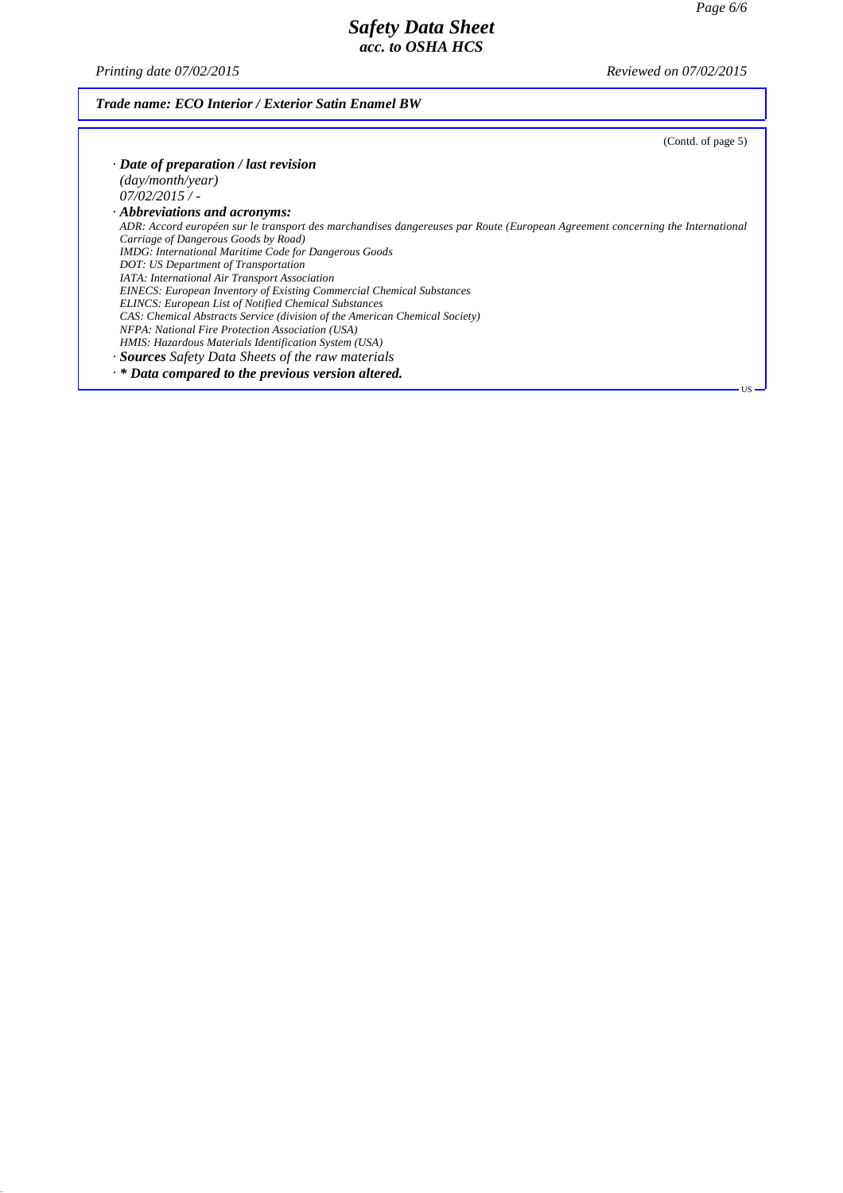*Trade name: ECO Interior / Exterior Satin Enamel BW*

(Contd. of page 5)

· ***Date of preparation / last revision***
*(day/month/year)*
*07/02/2015 / -*

· ***Abbreviations and acronyms:***
*ADR: Accord européen sur le transport des marchandises dangereuses par Route (European Agreement concerning the International Carriage of Dangerous Goods by Road)*
*IMDG: International Maritime Code for Dangerous Goods*
*DOT: US Department of Transportation*
*IATA: International Air Transport Association*
*EINECS: European Inventory of Existing Commercial Chemical Substances*
*ELINCS: European List of Notified Chemical Substances*
*CAS: Chemical Abstracts Service (division of the American Chemical Society)*
*NFPA: National Fire Protection Association (USA)*
*HMIS: Hazardous Materials Identification System (USA)*

· ***Sources*** *Safety Data Sheets of the raw materials*

· ***\* Data compared to the previous version altered.***

US